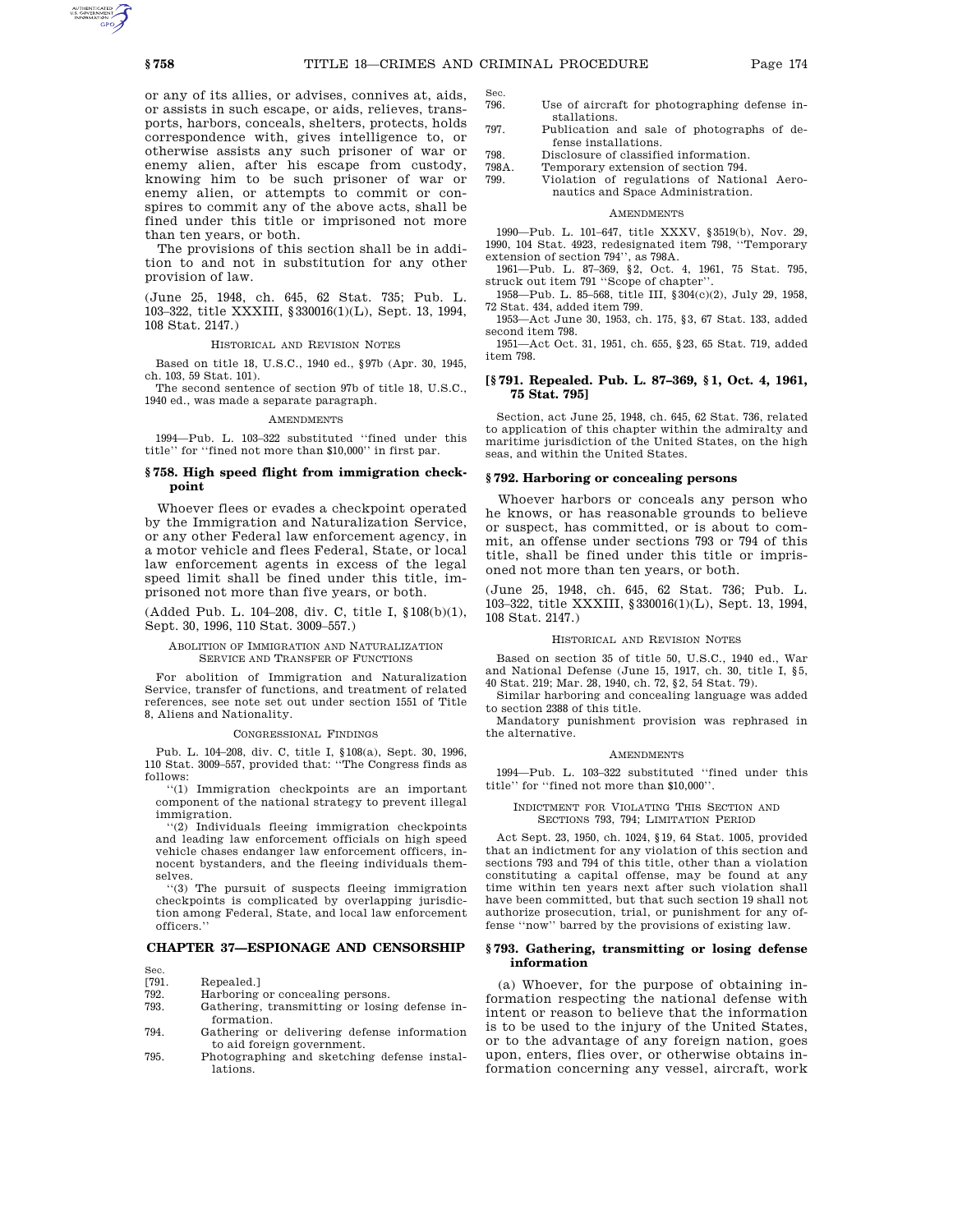or any of its allies, or advises, connives at, aids, or assists in such escape, or aids, relieves, transports, harbors, conceals, shelters, protects, holds correspondence with, gives intelligence to, or otherwise assists any such prisoner of war or enemy alien, after his escape from custody, knowing him to be such prisoner of war or enemy alien, or attempts to commit or conspires to commit any of the above acts, shall be fined under this title or imprisoned not more than ten years, or both.

The provisions of this section shall be in addition to and not in substitution for any other provision of law.

(June 25, 1948, ch. 645, 62 Stat. 735; Pub. L. 103–322, title XXXIII, §330016(1)(L), Sept. 13, 1994, 108 Stat. 2147.)

HISTORICAL AND REVISION NOTES

Based on title 18, U.S.C., 1940 ed., §97b (Apr. 30, 1945, ch. 103, 59 Stat. 101).

The second sentence of section 97b of title 18, U.S.C., 1940 ed., was made a separate paragraph.

AMENDMENTS

1994—Pub. L. 103–322 substituted "fined under this title" for "fined not more than $10,000" in first par.

### § 758. High speed flight from immigration checkpoint

Whoever flees or evades a checkpoint operated by the Immigration and Naturalization Service, or any other Federal law enforcement agency, in a motor vehicle and flees Federal, State, or local law enforcement agents in excess of the legal speed limit shall be fined under this title, imprisoned not more than five years, or both.

(Added Pub. L. 104–208, div. C, title I, §108(b)(1), Sept. 30, 1996, 110 Stat. 3009–557.)

ABOLITION OF IMMIGRATION AND NATURALIZATION SERVICE AND TRANSFER OF FUNCTIONS

For abolition of Immigration and Naturalization Service, transfer of functions, and treatment of related references, see note set out under section 1551 of Title 8, Aliens and Nationality.

CONGRESSIONAL FINDINGS

Pub. L. 104–208, div. C, title I, §108(a), Sept. 30, 1996, 110 Stat. 3009–557, provided that: "The Congress finds as follows:

"(1) Immigration checkpoints are an important component of the national strategy to prevent illegal immigration.

"(2) Individuals fleeing immigration checkpoints and leading law enforcement officials on high speed vehicle chases endanger law enforcement officers, innocent bystanders, and the fleeing individuals themselves.

"(3) The pursuit of suspects fleeing immigration checkpoints is complicated by overlapping jurisdiction among Federal, State, and local law enforcement officers."

## CHAPTER 37—ESPIONAGE AND CENSORSHIP

| Sec. | |
|---|---|
| [791. | Repealed.] |
| 792. | Harboring or concealing persons. |
| 793. | Gathering, transmitting or losing defense information. |
| 794. | Gathering or delivering defense information to aid foreign government. |
| 795. | Photographing and sketching defense installations. |
| 796. | Use of aircraft for photographing defense installations. |
| 797. | Publication and sale of photographs of defense installations. |
| 798. | Disclosure of classified information. |
| 798A. | Temporary extension of section 794. |
| 799. | Violation of regulations of National Aeronautics and Space Administration. |

AMENDMENTS

1990—Pub. L. 101–647, title XXXV, §3519(b), Nov. 29, 1990, 104 Stat. 4923, redesignated item 798, "Temporary extension of section 794", as 798A.

1961—Pub. L. 87–369, §2, Oct. 4, 1961, 75 Stat. 795, struck out item 791 "Scope of chapter".

1958—Pub. L. 85–568, title III, §304(c)(2), July 29, 1958, 72 Stat. 434, added item 799.

1953—Act June 30, 1953, ch. 175, §3, 67 Stat. 133, added second item 798.

1951—Act Oct. 31, 1951, ch. 655, §23, 65 Stat. 719, added item 798.

### [§ 791. Repealed. Pub. L. 87–369, § 1, Oct. 4, 1961, 75 Stat. 795]

Section, act June 25, 1948, ch. 645, 62 Stat. 736, related to application of this chapter within the admiralty and maritime jurisdiction of the United States, on the high seas, and within the United States.

### § 792. Harboring or concealing persons

Whoever harbors or conceals any person who he knows, or has reasonable grounds to believe or suspect, has committed, or is about to commit, an offense under sections 793 or 794 of this title, shall be fined under this title or imprisoned not more than ten years, or both.

(June 25, 1948, ch. 645, 62 Stat. 736; Pub. L. 103–322, title XXXIII, §330016(1)(L), Sept. 13, 1994, 108 Stat. 2147.)

HISTORICAL AND REVISION NOTES

Based on section 35 of title 50, U.S.C., 1940 ed., War and National Defense (June 15, 1917, ch. 30, title I, §5, 40 Stat. 219; Mar. 28, 1940, ch. 72, §2, 54 Stat. 79).

Similar harboring and concealing language was added to section 2388 of this title.

Mandatory punishment provision was rephrased in the alternative.

AMENDMENTS

1994—Pub. L. 103–322 substituted "fined under this title" for "fined not more than $10,000".

INDICTMENT FOR VIOLATING THIS SECTION AND SECTIONS 793, 794; LIMITATION PERIOD

Act Sept. 23, 1950, ch. 1024, §19, 64 Stat. 1005, provided that an indictment for any violation of this section and sections 793 and 794 of this title, other than a violation constituting a capital offense, may be found at any time within ten years next after such violation shall have been committed, but that such section 19 shall not authorize prosecution, trial, or punishment for any offense "now" barred by the provisions of existing law.

### § 793. Gathering, transmitting or losing defense information

(a) Whoever, for the purpose of obtaining information respecting the national defense with intent or reason to believe that the information is to be used to the injury of the United States, or to the advantage of any foreign nation, goes upon, enters, flies over, or otherwise obtains information concerning any vessel, aircraft, work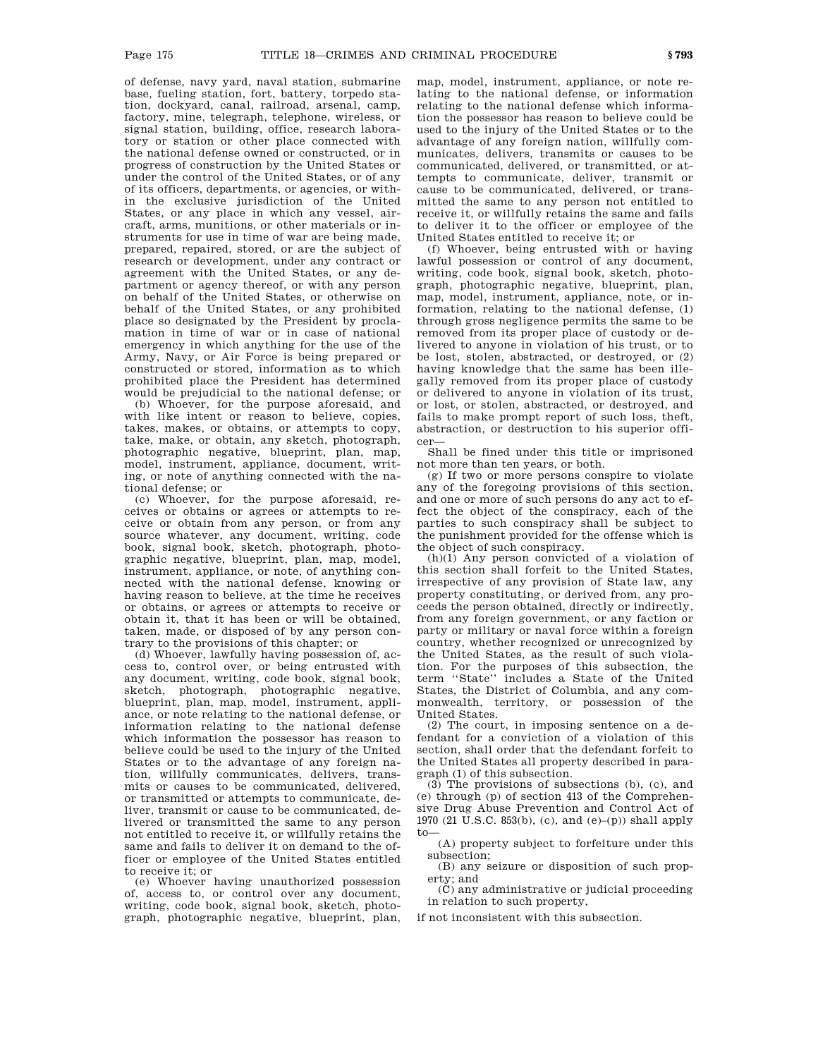of defense, navy yard, naval station, submarine base, fueling station, fort, battery, torpedo station, dockyard, canal, railroad, arsenal, camp, factory, mine, telegraph, telephone, wireless, or signal station, building, office, research laboratory or station or other place connected with the national defense owned or constructed, or in progress of construction by the United States or under the control of the United States, or of any of its officers, departments, or agencies, or within the exclusive jurisdiction of the United States, or any place in which any vessel, aircraft, arms, munitions, or other materials or instruments for use in time of war are being made, prepared, repaired, stored, or are the subject of research or development, under any contract or agreement with the United States, or any department or agency thereof, or with any person on behalf of the United States, or otherwise on behalf of the United States, or any prohibited place so designated by the President by proclamation in time of war or in case of national emergency in which anything for the use of the Army, Navy, or Air Force is being prepared or constructed or stored, information as to which prohibited place the President has determined would be prejudicial to the national defense; or

(b) Whoever, for the purpose aforesaid, and with like intent or reason to believe, copies, takes, makes, or obtains, or attempts to copy, take, make, or obtain, any sketch, photograph, photographic negative, blueprint, plan, map, model, instrument, appliance, document, writing, or note of anything connected with the national defense; or

(c) Whoever, for the purpose aforesaid, receives or obtains or agrees or attempts to receive or obtain from any person, or from any source whatever, any document, writing, code book, signal book, sketch, photograph, photographic negative, blueprint, plan, map, model, instrument, appliance, or note, of anything connected with the national defense, knowing or having reason to believe, at the time he receives or obtains, or agrees or attempts to receive or obtain it, that it has been or will be obtained, taken, made, or disposed of by any person contrary to the provisions of this chapter; or

(d) Whoever, lawfully having possession of, access to, control over, or being entrusted with any document, writing, code book, signal book, sketch, photograph, photographic negative, blueprint, plan, map, model, instrument, appliance, or note relating to the national defense, or information relating to the national defense which information the possessor has reason to believe could be used to the injury of the United States or to the advantage of any foreign nation, willfully communicates, delivers, transmits or causes to be communicated, delivered, or transmitted or attempts to communicate, deliver, transmit or cause to be communicated, delivered or transmitted the same to any person not entitled to receive it, or willfully retains the same and fails to deliver it on demand to the officer or employee of the United States entitled to receive it; or

(e) Whoever having unauthorized possession of, access to, or control over any document, writing, code book, signal book, sketch, photograph, photographic negative, blueprint, plan, map, model, instrument, appliance, or note relating to the national defense, or information relating to the national defense which information the possessor has reason to believe could be used to the injury of the United States or to the advantage of any foreign nation, willfully communicates, delivers, transmits or causes to be communicated, delivered, or transmitted, or attempts to communicate, deliver, transmit or cause to be communicated, delivered, or transmitted the same to any person not entitled to receive it, or willfully retains the same and fails to deliver it to the officer or employee of the United States entitled to receive it; or

(f) Whoever, being entrusted with or having lawful possession or control of any document, writing, code book, signal book, sketch, photograph, photographic negative, blueprint, plan, map, model, instrument, appliance, note, or information, relating to the national defense, (1) through gross negligence permits the same to be removed from its proper place of custody or delivered to anyone in violation of his trust, or to be lost, stolen, abstracted, or destroyed, or (2) having knowledge that the same has been illegally removed from its proper place of custody or delivered to anyone in violation of its trust, or lost, or stolen, abstracted, or destroyed, and fails to make prompt report of such loss, theft, abstraction, or destruction to his superior officer—

Shall be fined under this title or imprisoned not more than ten years, or both.

(g) If two or more persons conspire to violate any of the foregoing provisions of this section, and one or more of such persons do any act to effect the object of the conspiracy, each of the parties to such conspiracy shall be subject to the punishment provided for the offense which is the object of such conspiracy.

(h)(1) Any person convicted of a violation of this section shall forfeit to the United States, irrespective of any provision of State law, any property constituting, or derived from, any proceeds the person obtained, directly or indirectly, from any foreign government, or any faction or party or military or naval force within a foreign country, whether recognized or unrecognized by the United States, as the result of such violation. For the purposes of this subsection, the term ''State'' includes a State of the United States, the District of Columbia, and any commonwealth, territory, or possession of the United States.

(2) The court, in imposing sentence on a defendant for a conviction of a violation of this section, shall order that the defendant forfeit to the United States all property described in paragraph (1) of this subsection.

(3) The provisions of subsections (b), (c), and (e) through (p) of section 413 of the Comprehensive Drug Abuse Prevention and Control Act of 1970 (21 U.S.C. 853(b), (c), and (e)–(p)) shall apply to—

(A) property subject to forfeiture under this subsection;

(B) any seizure or disposition of such property; and

(C) any administrative or judicial proceeding in relation to such property,

if not inconsistent with this subsection.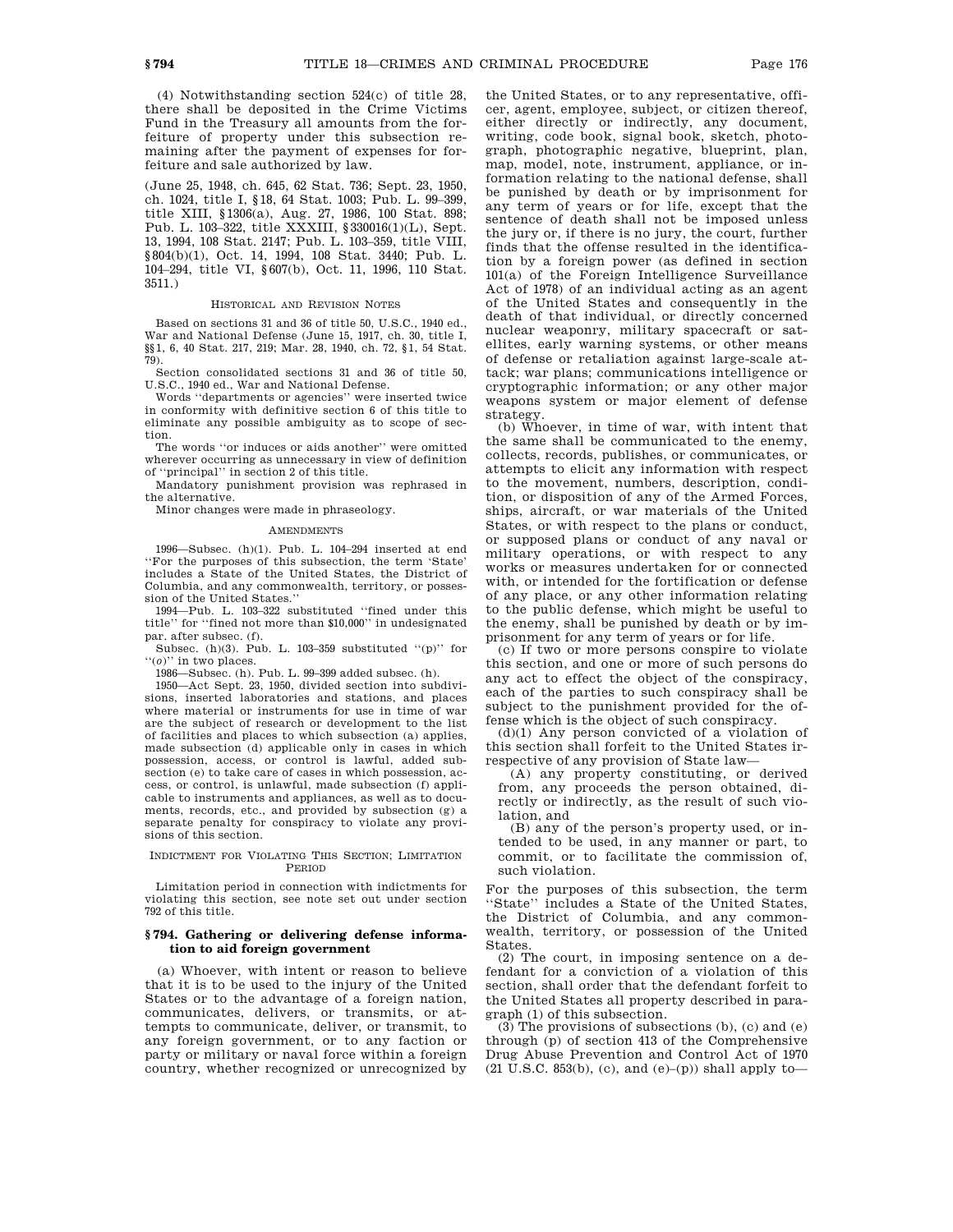(4) Notwithstanding section 524(c) of title 28, there shall be deposited in the Crime Victims Fund in the Treasury all amounts from the forfeiture of property under this subsection remaining after the payment of expenses for forfeiture and sale authorized by law.

(June 25, 1948, ch. 645, 62 Stat. 736; Sept. 23, 1950, ch. 1024, title I, §18, 64 Stat. 1003; Pub. L. 99–399, title XIII, §1306(a), Aug. 27, 1986, 100 Stat. 898; Pub. L. 103–322, title XXXIII, §330016(1)(L), Sept. 13, 1994, 108 Stat. 2147; Pub. L. 103–359, title VIII, §804(b)(1), Oct. 14, 1994, 108 Stat. 3440; Pub. L. 104–294, title VI, §607(b), Oct. 11, 1996, 110 Stat. 3511.)

HISTORICAL AND REVISION NOTES

Based on sections 31 and 36 of title 50, U.S.C., 1940 ed., War and National Defense (June 15, 1917, ch. 30, title I, §§1, 6, 40 Stat. 217, 219; Mar. 28, 1940, ch. 72, §1, 54 Stat. 79).

Section consolidated sections 31 and 36 of title 50, U.S.C., 1940 ed., War and National Defense.

Words "departments or agencies" were inserted twice in conformity with definitive section 6 of this title to eliminate any possible ambiguity as to scope of section.

The words "or induces or aids another" were omitted wherever occurring as unnecessary in view of definition of "principal" in section 2 of this title.

Mandatory punishment provision was rephrased in the alternative.

Minor changes were made in phraseology.

AMENDMENTS

1996—Subsec. (h)(1). Pub. L. 104–294 inserted at end "For the purposes of this subsection, the term 'State' includes a State of the United States, the District of Columbia, and any commonwealth, territory, or possession of the United States."

1994—Pub. L. 103–322 substituted "fined under this title" for "fined not more than $10,000" in undesignated par. after subsec. (f).

Subsec. (h)(3). Pub. L. 103–359 substituted "(p)" for "(*o*)" in two places.

1986—Subsec. (h). Pub. L. 99–399 added subsec. (h).

1950—Act Sept. 23, 1950, divided section into subdivisions, inserted laboratories and stations, and places where material or instruments for use in time of war are the subject of research or development to the list of facilities and places to which subsection (a) applies, made subsection (d) applicable only in cases in which possession, access, or control is lawful, added subsection (e) to take care of cases in which possession, access, or control, is unlawful, made subsection (f) applicable to instruments and appliances, as well as to documents, records, etc., and provided by subsection (g) a separate penalty for conspiracy to violate any provisions of this section.

INDICTMENT FOR VIOLATING THIS SECTION; LIMITATION PERIOD

Limitation period in connection with indictments for violating this section, see note set out under section 792 of this title.

### § 794. Gathering or delivering defense information to aid foreign government

(a) Whoever, with intent or reason to believe that it is to be used to the injury of the United States or to the advantage of a foreign nation, communicates, delivers, or transmits, or attempts to communicate, deliver, or transmit, to any foreign government, or to any faction or party or military or naval force within a foreign country, whether recognized or unrecognized by the United States, or to any representative, officer, agent, employee, subject, or citizen thereof, either directly or indirectly, any document, writing, code book, signal book, sketch, photograph, photographic negative, blueprint, plan, map, model, note, instrument, appliance, or information relating to the national defense, shall be punished by death or by imprisonment for any term of years or for life, except that the sentence of death shall not be imposed unless the jury or, if there is no jury, the court, further finds that the offense resulted in the identification by a foreign power (as defined in section 101(a) of the Foreign Intelligence Surveillance Act of 1978) of an individual acting as an agent of the United States and consequently in the death of that individual, or directly concerned nuclear weaponry, military spacecraft or satellites, early warning systems, or other means of defense or retaliation against large-scale attack; war plans; communications intelligence or cryptographic information; or any other major weapons system or major element of defense strategy.

(b) Whoever, in time of war, with intent that the same shall be communicated to the enemy, collects, records, publishes, or communicates, or attempts to elicit any information with respect to the movement, numbers, description, condition, or disposition of any of the Armed Forces, ships, aircraft, or war materials of the United States, or with respect to the plans or conduct, or supposed plans or conduct of any naval or military operations, or with respect to any works or measures undertaken for or connected with, or intended for the fortification or defense of any place, or any other information relating to the public defense, which might be useful to the enemy, shall be punished by death or by imprisonment for any term of years or for life.

(c) If two or more persons conspire to violate this section, and one or more of such persons do any act to effect the object of the conspiracy, each of the parties to such conspiracy shall be subject to the punishment provided for the offense which is the object of such conspiracy.

(d)(1) Any person convicted of a violation of this section shall forfeit to the United States irrespective of any provision of State law—

(A) any property constituting, or derived from, any proceeds the person obtained, directly or indirectly, as the result of such violation, and

(B) any of the person's property used, or intended to be used, in any manner or part, to commit, or to facilitate the commission of, such violation.

For the purposes of this subsection, the term "State" includes a State of the United States, the District of Columbia, and any commonwealth, territory, or possession of the United States.

(2) The court, in imposing sentence on a defendant for a conviction of a violation of this section, shall order that the defendant forfeit to the United States all property described in paragraph (1) of this subsection.

(3) The provisions of subsections (b), (c) and (e) through (p) of section 413 of the Comprehensive Drug Abuse Prevention and Control Act of 1970 (21 U.S.C. 853(b), (c), and (e)–(p)) shall apply to—